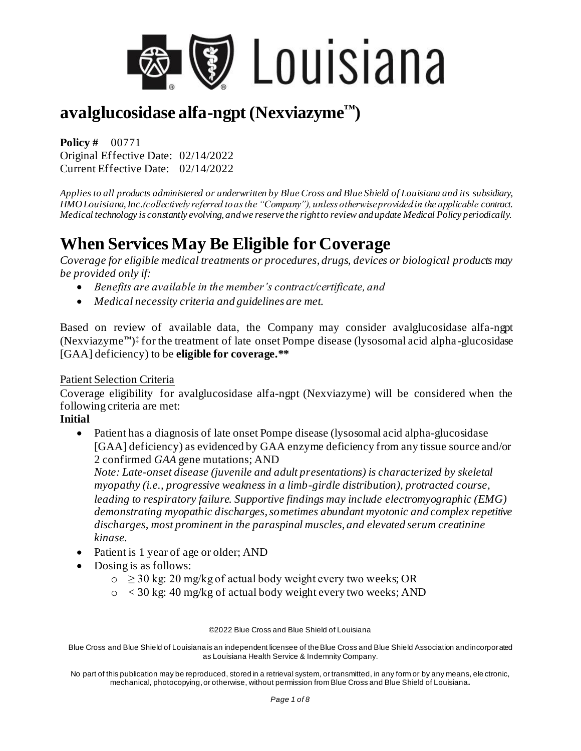# avalglucosidase alfa-ngpt (Nexviazyme™)

**Policy #** 00771
Original Effective Date: 02/14/2022
Current Effective Date: 02/14/2022

*Applies to all products administered or underwritten by Blue Cross and Blue Shield of Louisiana and its subsidiary, HMO Louisiana, Inc. (collectively referred to as the "Company"), unless otherwise provided in the applicable contract. Medical technology is constantly evolving, and we reserve the right to review and update Medical Policy periodically.*

# When Services May Be Eligible for Coverage

*Coverage for eligible medical treatments or procedures, drugs, devices or biological products may be provided only if:*

- *Benefits are available in the member's contract/certificate, and*
- *Medical necessity criteria and guidelines are met.*

Based on review of available data, the Company may consider avalglucosidase alfa-ngpt (Nexviazyme™)‡ for the treatment of late onset Pompe disease (lysosomal acid alpha-glucosidase [GAA] deficiency) to be **eligible for coverage.\*\***

Patient Selection Criteria

Coverage eligibility for avalglucosidase alfa-ngpt (Nexviazyme) will be considered when the following criteria are met:

**Initial**

- Patient has a diagnosis of late onset Pompe disease (lysosomal acid alpha-glucosidase [GAA] deficiency) as evidenced by GAA enzyme deficiency from any tissue source and/or 2 confirmed *GAA* gene mutations; AND
  *Note: Late-onset disease (juvenile and adult presentations) is characterized by skeletal myopathy (i.e., progressive weakness in a limb-girdle distribution), protracted course, leading to respiratory failure. Supportive findings may include electromyographic (EMG) demonstrating myopathic discharges, sometimes abundant myotonic and complex repetitive discharges, most prominent in the paraspinal muscles, and elevated serum creatinine kinase.*
- Patient is 1 year of age or older; AND
- Dosing is as follows:
  - $\geq$ 30 kg: 20 mg/kg of actual body weight every two weeks; OR
  - < 30 kg: 40 mg/kg of actual body weight every two weeks; AND

©2022 Blue Cross and Blue Shield of Louisiana

Blue Cross and Blue Shield of Louisiana is an independent licensee of the Blue Cross and Blue Shield Association and incorporated as Louisiana Health Service & Indemnity Company.

No part of this publication may be reproduced, stored in a retrieval system, or transmitted, in any form or by any means, electronic, mechanical, photocopying, or otherwise, without permission from Blue Cross and Blue Shield of Louisiana.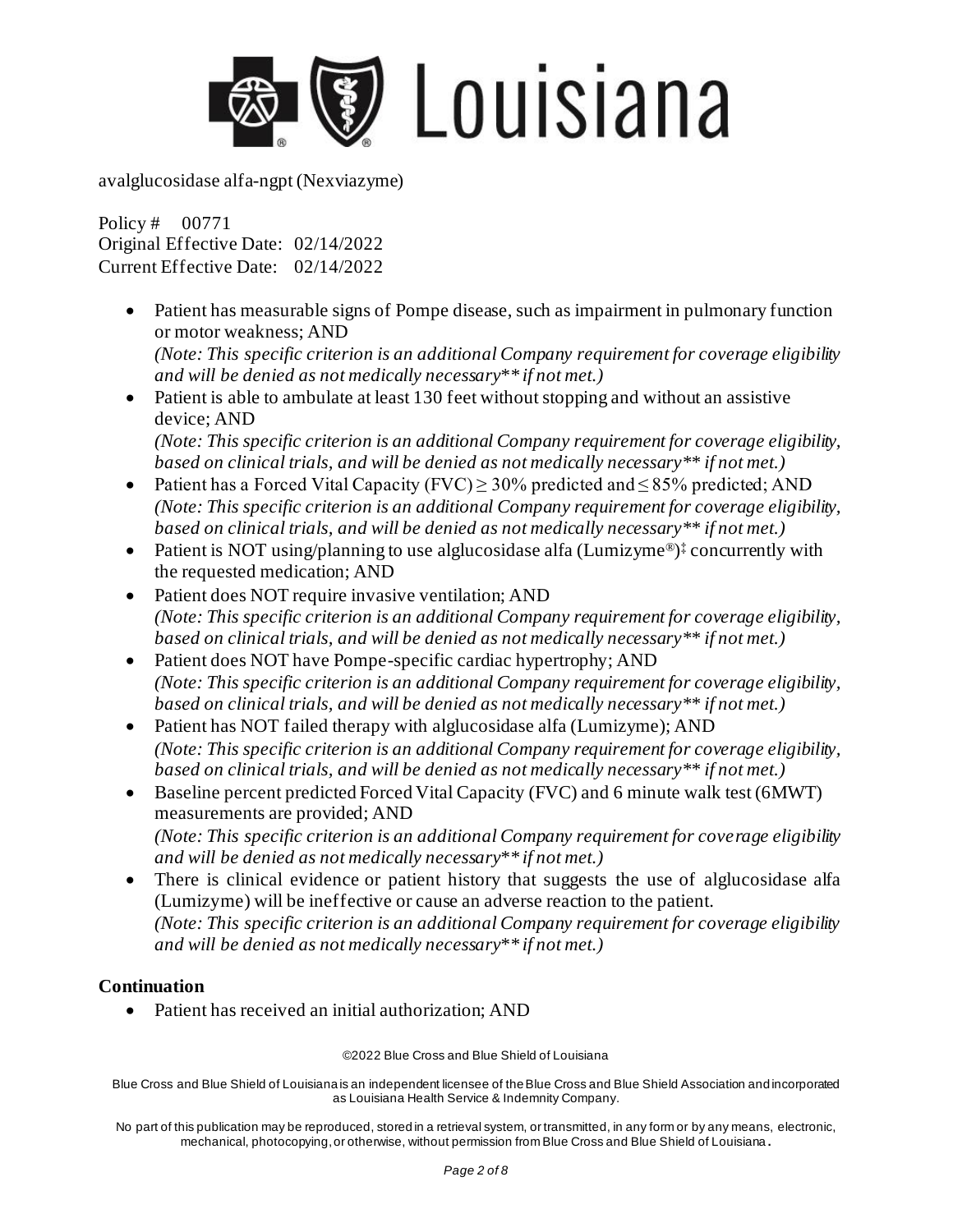- Patient has measurable signs of Pompe disease, such as impairment in pulmonary function or motor weakness; AND
  *(Note: This specific criterion is an additional Company requirement for coverage eligibility and will be denied as not medically necessary** if not met.)*
- Patient is able to ambulate at least 130 feet without stopping and without an assistive device; AND
  *(Note: This specific criterion is an additional Company requirement for coverage eligibility, based on clinical trials, and will be denied as not medically necessary** if not met.)*
- Patient has a Forced Vital Capacity (FVC) $\geq$ 30% predicted and $\leq$ 85% predicted; AND
  *(Note: This specific criterion is an additional Company requirement for coverage eligibility, based on clinical trials, and will be denied as not medically necessary** if not met.)*
- Patient is NOT using/planning to use alglucosidase alfa (Lumizyme®)‡ concurrently with the requested medication; AND
- Patient does NOT require invasive ventilation; AND
  *(Note: This specific criterion is an additional Company requirement for coverage eligibility, based on clinical trials, and will be denied as not medically necessary** if not met.)*
- Patient does NOT have Pompe-specific cardiac hypertrophy; AND
  *(Note: This specific criterion is an additional Company requirement for coverage eligibility, based on clinical trials, and will be denied as not medically necessary** if not met.)*
- Patient has NOT failed therapy with alglucosidase alfa (Lumizyme); AND
  *(Note: This specific criterion is an additional Company requirement for coverage eligibility, based on clinical trials, and will be denied as not medically necessary** if not met.)*
- Baseline percent predicted Forced Vital Capacity (FVC) and 6 minute walk test (6MWT) measurements are provided; AND
  *(Note: This specific criterion is an additional Company requirement for coverage eligibility and will be denied as not medically necessary** if not met.)*
- There is clinical evidence or patient history that suggests the use of alglucosidase alfa (Lumizyme) will be ineffective or cause an adverse reaction to the patient.
  *(Note: This specific criterion is an additional Company requirement for coverage eligibility and will be denied as not medically necessary** if not met.)*

**Continuation**

- Patient has received an initial authorization; AND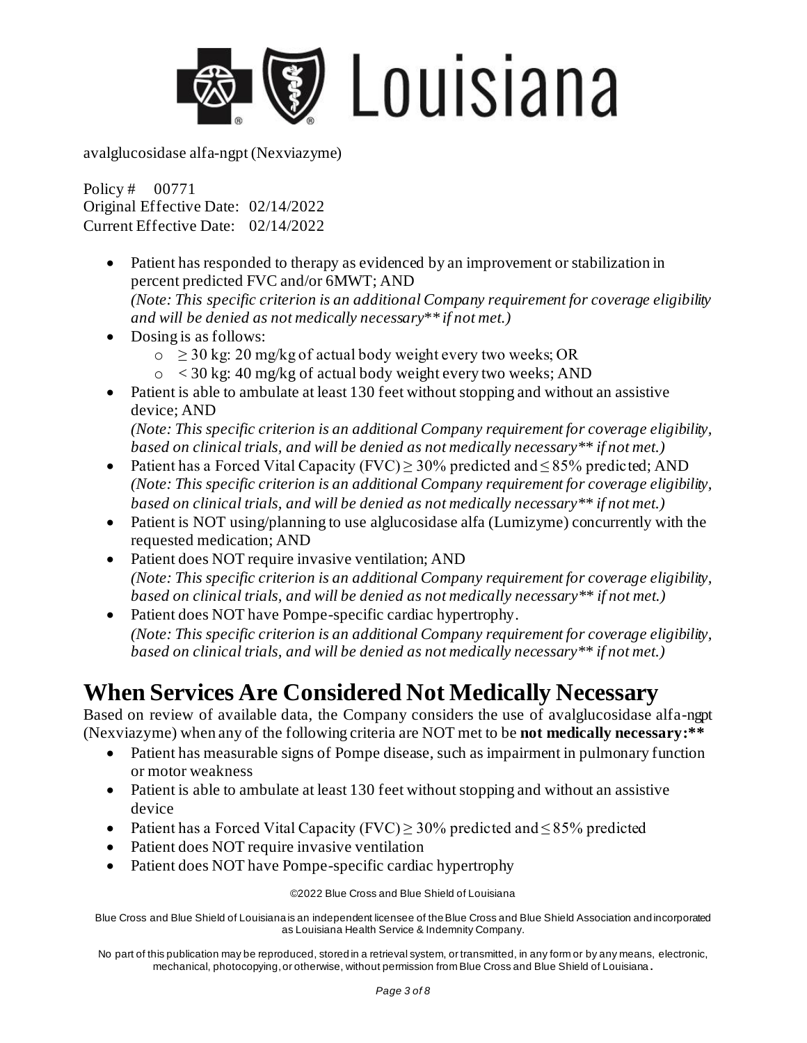- Patient has responded to therapy as evidenced by an improvement or stabilization in percent predicted FVC and/or 6MWT; AND
  *(Note: This specific criterion is an additional Company requirement for coverage eligibility and will be denied as not medically necessary** if not met.)*
- Dosing is as follows:
  - ≥ 30 kg: 20 mg/kg of actual body weight every two weeks; OR
  - < 30 kg: 40 mg/kg of actual body weight every two weeks; AND
- Patient is able to ambulate at least 130 feet without stopping and without an assistive device; AND
  *(Note: This specific criterion is an additional Company requirement for coverage eligibility, based on clinical trials, and will be denied as not medically necessary** if not met.)*
- Patient has a Forced Vital Capacity (FVC) ≥ 30% predicted and ≤ 85% predicted; AND
  *(Note: This specific criterion is an additional Company requirement for coverage eligibility, based on clinical trials, and will be denied as not medically necessary** if not met.)*
- Patient is NOT using/planning to use alglucosidase alfa (Lumizyme) concurrently with the requested medication; AND
- Patient does NOT require invasive ventilation; AND
  *(Note: This specific criterion is an additional Company requirement for coverage eligibility, based on clinical trials, and will be denied as not medically necessary** if not met.)*
- Patient does NOT have Pompe-specific cardiac hypertrophy.
  *(Note: This specific criterion is an additional Company requirement for coverage eligibility, based on clinical trials, and will be denied as not medically necessary** if not met.)*

# When Services Are Considered Not Medically Necessary

Based on review of available data, the Company considers the use of avalglucosidase alfa-ngpt (Nexviazyme) when any of the following criteria are NOT met to be **not medically necessary:****

- Patient has measurable signs of Pompe disease, such as impairment in pulmonary function or motor weakness
- Patient is able to ambulate at least 130 feet without stopping and without an assistive device
- Patient has a Forced Vital Capacity (FVC) ≥ 30% predicted and ≤ 85% predicted
- Patient does NOT require invasive ventilation
- Patient does NOT have Pompe-specific cardiac hypertrophy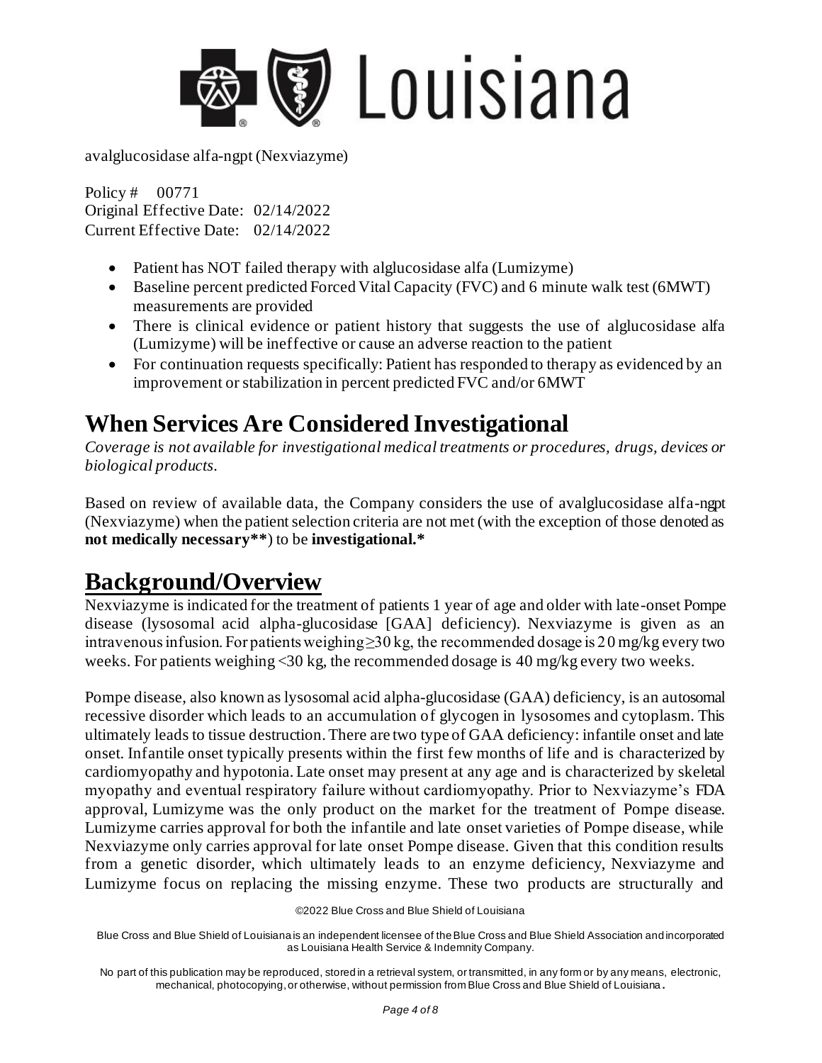- Patient has NOT failed therapy with alglucosidase alfa (Lumizyme)
- Baseline percent predicted Forced Vital Capacity (FVC) and 6 minute walk test (6MWT) measurements are provided
- There is clinical evidence or patient history that suggests the use of alglucosidase alfa (Lumizyme) will be ineffective or cause an adverse reaction to the patient
- For continuation requests specifically: Patient has responded to therapy as evidenced by an improvement or stabilization in percent predicted FVC and/or 6MWT

# When Services Are Considered Investigational

*Coverage is not available for investigational medical treatments or procedures, drugs, devices or biological products.*

Based on review of available data, the Company considers the use of avalglucosidase alfa-ngpt (Nexviazyme) when the patient selection criteria are not met (with the exception of those denoted as **not medically necessary****) to be **investigational.***

# Background/Overview

Nexviazyme is indicated for the treatment of patients 1 year of age and older with late-onset Pompe disease (lysosomal acid alpha-glucosidase [GAA] deficiency). Nexviazyme is given as an intravenous infusion. For patients weighing ≥30 kg, the recommended dosage is 20 mg/kg every two weeks. For patients weighing <30 kg, the recommended dosage is 40 mg/kg every two weeks.

Pompe disease, also known as lysosomal acid alpha-glucosidase (GAA) deficiency, is an autosomal recessive disorder which leads to an accumulation of glycogen in lysosomes and cytoplasm. This ultimately leads to tissue destruction. There are two type of GAA deficiency: infantile onset and late onset. Infantile onset typically presents within the first few months of life and is characterized by cardiomyopathy and hypotonia. Late onset may present at any age and is characterized by skeletal myopathy and eventual respiratory failure without cardiomyopathy. Prior to Nexviazyme's FDA approval, Lumizyme was the only product on the market for the treatment of Pompe disease. Lumizyme carries approval for both the infantile and late onset varieties of Pompe disease, while Nexviazyme only carries approval for late onset Pompe disease. Given that this condition results from a genetic disorder, which ultimately leads to an enzyme deficiency, Nexviazyme and Lumizyme focus on replacing the missing enzyme. These two products are structurally and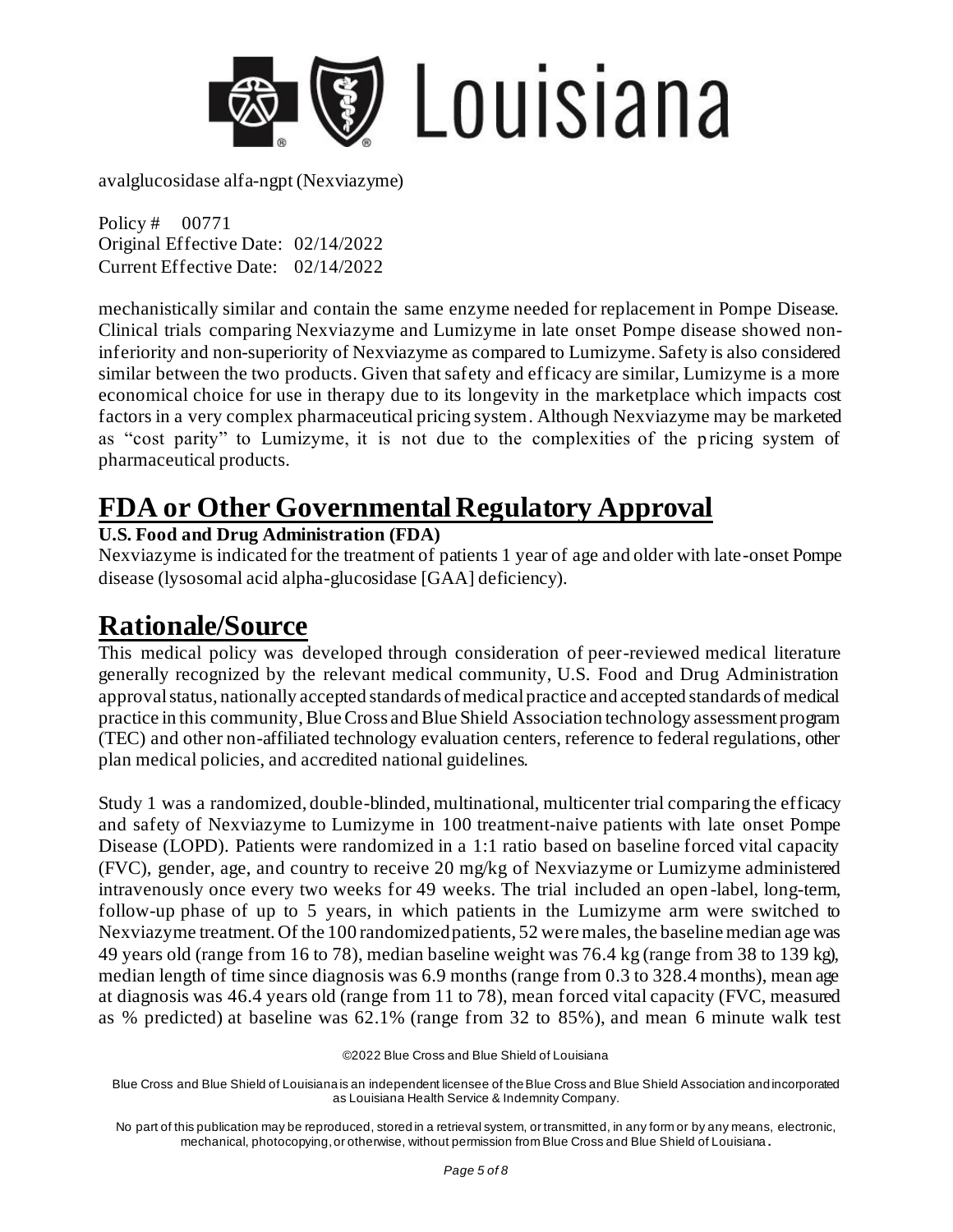mechanistically similar and contain the same enzyme needed for replacement in Pompe Disease. Clinical trials comparing Nexviazyme and Lumizyme in late onset Pompe disease showed non-inferiority and non-superiority of Nexviazyme as compared to Lumizyme. Safety is also considered similar between the two products. Given that safety and efficacy are similar, Lumizyme is a more economical choice for use in therapy due to its longevity in the marketplace which impacts cost factors in a very complex pharmaceutical pricing system. Although Nexviazyme may be marketed as "cost parity" to Lumizyme, it is not due to the complexities of the pricing system of pharmaceutical products.

# FDA or Other Governmental Regulatory Approval

**U.S. Food and Drug Administration (FDA)**

Nexviazyme is indicated for the treatment of patients 1 year of age and older with late-onset Pompe disease (lysosomal acid alpha-glucosidase [GAA] deficiency).

# Rationale/Source

This medical policy was developed through consideration of peer-reviewed medical literature generally recognized by the relevant medical community, U.S. Food and Drug Administration approval status, nationally accepted standards of medical practice and accepted standards of medical practice in this community, Blue Cross and Blue Shield Association technology assessment program (TEC) and other non-affiliated technology evaluation centers, reference to federal regulations, other plan medical policies, and accredited national guidelines.

Study 1 was a randomized, double-blinded, multinational, multicenter trial comparing the efficacy and safety of Nexviazyme to Lumizyme in 100 treatment-naive patients with late onset Pompe Disease (LOPD). Patients were randomized in a 1:1 ratio based on baseline forced vital capacity (FVC), gender, age, and country to receive 20 mg/kg of Nexviazyme or Lumizyme administered intravenously once every two weeks for 49 weeks. The trial included an open-label, long-term, follow-up phase of up to 5 years, in which patients in the Lumizyme arm were switched to Nexviazyme treatment. Of the 100 randomized patients, 52 were males, the baseline median age was 49 years old (range from 16 to 78), median baseline weight was 76.4 kg (range from 38 to 139 kg), median length of time since diagnosis was 6.9 months (range from 0.3 to 328.4 months), mean age at diagnosis was 46.4 years old (range from 11 to 78), mean forced vital capacity (FVC, measured as % predicted) at baseline was 62.1% (range from 32 to 85%), and mean 6 minute walk test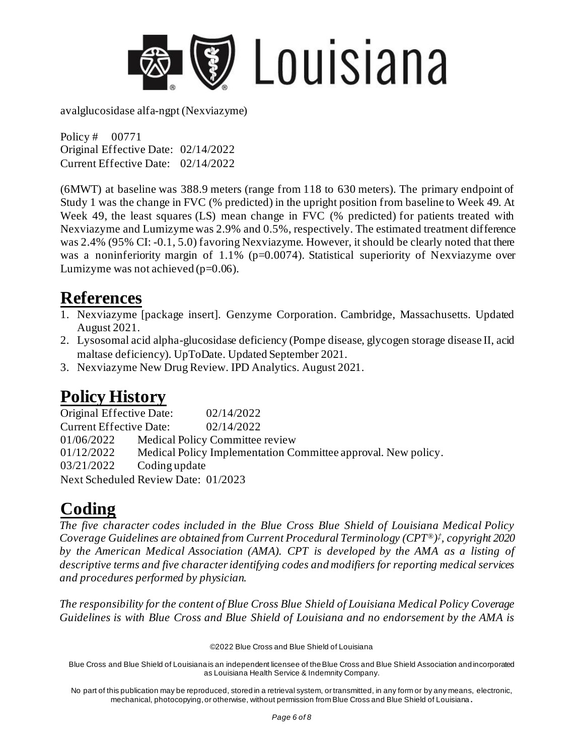(6MWT) at baseline was 388.9 meters (range from 118 to 630 meters). The primary endpoint of Study 1 was the change in FVC (% predicted) in the upright position from baseline to Week 49. At Week 49, the least squares (LS) mean change in FVC (% predicted) for patients treated with Nexviazyme and Lumizyme was 2.9% and 0.5%, respectively. The estimated treatment difference was 2.4% (95% CI: -0.1, 5.0) favoring Nexviazyme. However, it should be clearly noted that there was a noninferiority margin of 1.1% (p=0.0074). Statistical superiority of Nexviazyme over Lumizyme was not achieved (p=0.06).

# References

1. Nexviazyme [package insert]. Genzyme Corporation. Cambridge, Massachusetts. Updated August 2021.
2. Lysosomal acid alpha-glucosidase deficiency (Pompe disease, glycogen storage disease II, acid maltase deficiency). UpToDate. Updated September 2021.
3. Nexviazyme New Drug Review. IPD Analytics. August 2021.

# Policy History

Original Effective Date: 02/14/2022
Current Effective Date: 02/14/2022
01/06/2022 Medical Policy Committee review
01/12/2022 Medical Policy Implementation Committee approval. New policy.
03/21/2022 Coding update
Next Scheduled Review Date: 01/2023

# Coding

*The five character codes included in the Blue Cross Blue Shield of Louisiana Medical Policy Coverage Guidelines are obtained from Current Procedural Terminology (CPT®)‡, copyright 2020 by the American Medical Association (AMA). CPT is developed by the AMA as a listing of descriptive terms and five character identifying codes and modifiers for reporting medical services and procedures performed by physician.*

*The responsibility for the content of Blue Cross Blue Shield of Louisiana Medical Policy Coverage Guidelines is with Blue Cross and Blue Shield of Louisiana and no endorsement by the AMA is*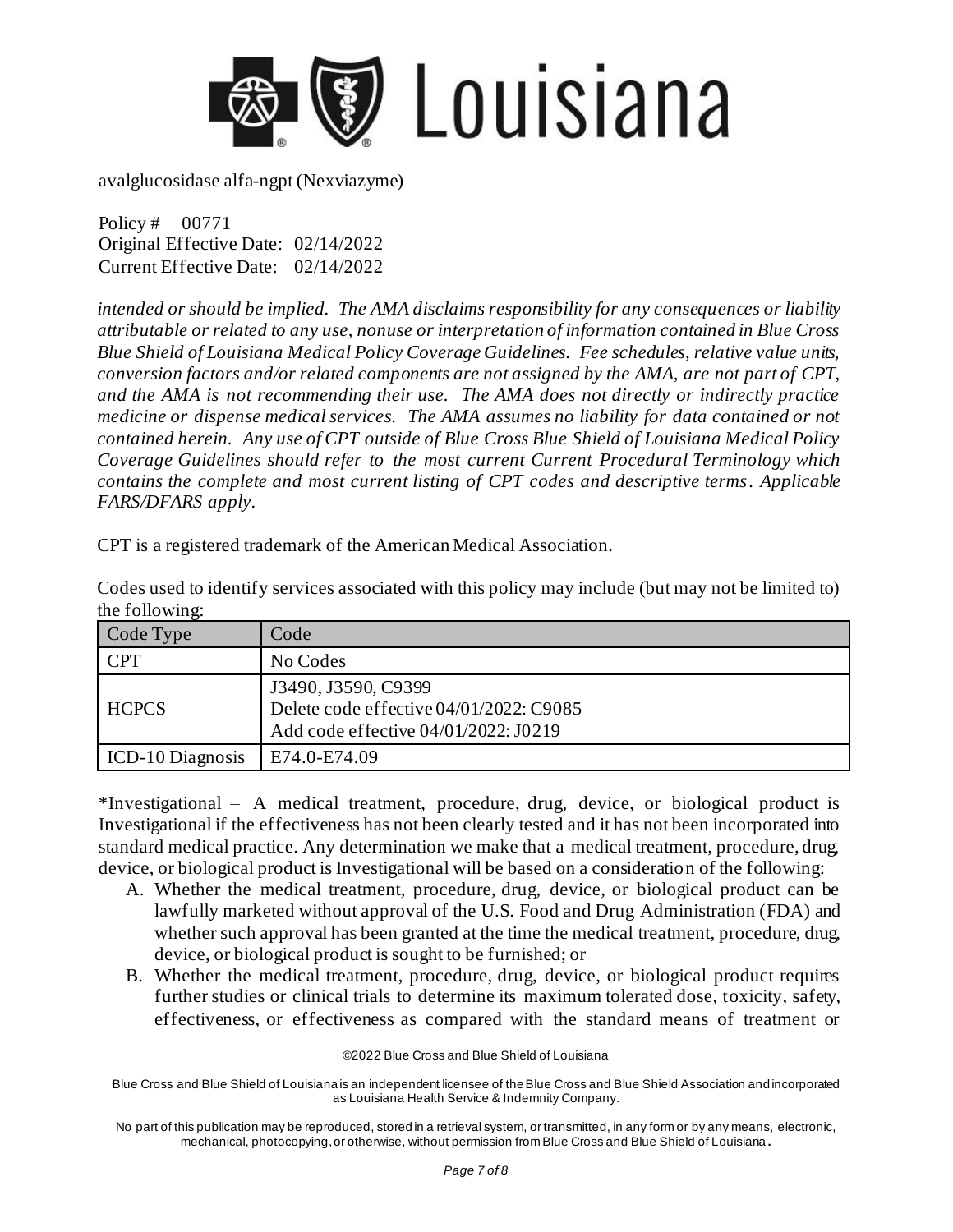*intended or should be implied. The AMA disclaims responsibility for any consequences or liability attributable or related to any use, nonuse or interpretation of information contained in Blue Cross Blue Shield of Louisiana Medical Policy Coverage Guidelines. Fee schedules, relative value units, conversion factors and/or related components are not assigned by the AMA, are not part of CPT, and the AMA is not recommending their use. The AMA does not directly or indirectly practice medicine or dispense medical services. The AMA assumes no liability for data contained or not contained herein. Any use of CPT outside of Blue Cross Blue Shield of Louisiana Medical Policy Coverage Guidelines should refer to the most current Current Procedural Terminology which contains the complete and most current listing of CPT codes and descriptive terms. Applicable FARS/DFARS apply.*

CPT is a registered trademark of the American Medical Association.

Codes used to identify services associated with this policy may include (but may not be limited to) the following:

| Code Type | Code |
|---|---|
| CPT | No Codes |
| HCPCS | J3490, J3590, C9399<br>Delete code effective 04/01/2022: C9085<br>Add code effective 04/01/2022: J0219 |
| ICD-10 Diagnosis | E74.0-E74.09 |

*Investigational – A medical treatment, procedure, drug, device, or biological product is Investigational if the effectiveness has not been clearly tested and it has not been incorporated into standard medical practice. Any determination we make that a medical treatment, procedure, drug, device, or biological product is Investigational will be based on a consideration of the following:

A. Whether the medical treatment, procedure, drug, device, or biological product can be lawfully marketed without approval of the U.S. Food and Drug Administration (FDA) and whether such approval has been granted at the time the medical treatment, procedure, drug, device, or biological product is sought to be furnished; or
B. Whether the medical treatment, procedure, drug, device, or biological product requires further studies or clinical trials to determine its maximum tolerated dose, toxicity, safety, effectiveness, or effectiveness as compared with the standard means of treatment or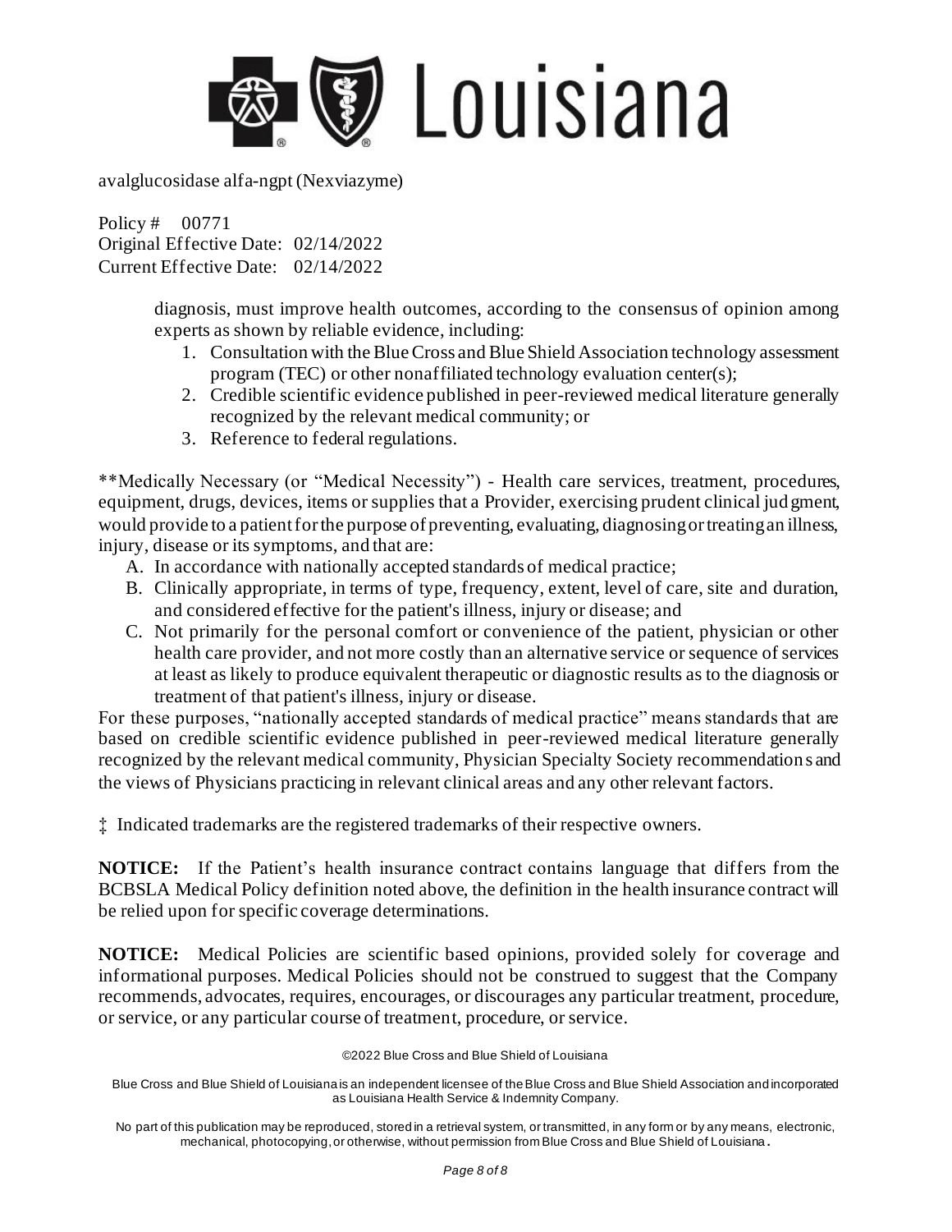diagnosis, must improve health outcomes, according to the consensus of opinion among experts as shown by reliable evidence, including:

1. Consultation with the Blue Cross and Blue Shield Association technology assessment program (TEC) or other nonaffiliated technology evaluation center(s);
2. Credible scientific evidence published in peer-reviewed medical literature generally recognized by the relevant medical community; or
3. Reference to federal regulations.

**Medically Necessary (or "Medical Necessity") - Health care services, treatment, procedures, equipment, drugs, devices, items or supplies that a Provider, exercising prudent clinical judgment, would provide to a patient for the purpose of preventing, evaluating, diagnosing or treating an illness, injury, disease or its symptoms, and that are:

A. In accordance with nationally accepted standards of medical practice;
B. Clinically appropriate, in terms of type, frequency, extent, level of care, site and duration, and considered effective for the patient's illness, injury or disease; and
C. Not primarily for the personal comfort or convenience of the patient, physician or other health care provider, and not more costly than an alternative service or sequence of services at least as likely to produce equivalent therapeutic or diagnostic results as to the diagnosis or treatment of that patient's illness, injury or disease.

For these purposes, "nationally accepted standards of medical practice" means standards that are based on credible scientific evidence published in peer-reviewed medical literature generally recognized by the relevant medical community, Physician Specialty Society recommendations and the views of Physicians practicing in relevant clinical areas and any other relevant factors.

‡ Indicated trademarks are the registered trademarks of their respective owners.

**NOTICE:** If the Patient's health insurance contract contains language that differs from the BCBSLA Medical Policy definition noted above, the definition in the health insurance contract will be relied upon for specific coverage determinations.

**NOTICE:** Medical Policies are scientific based opinions, provided solely for coverage and informational purposes. Medical Policies should not be construed to suggest that the Company recommends, advocates, requires, encourages, or discourages any particular treatment, procedure, or service, or any particular course of treatment, procedure, or service.